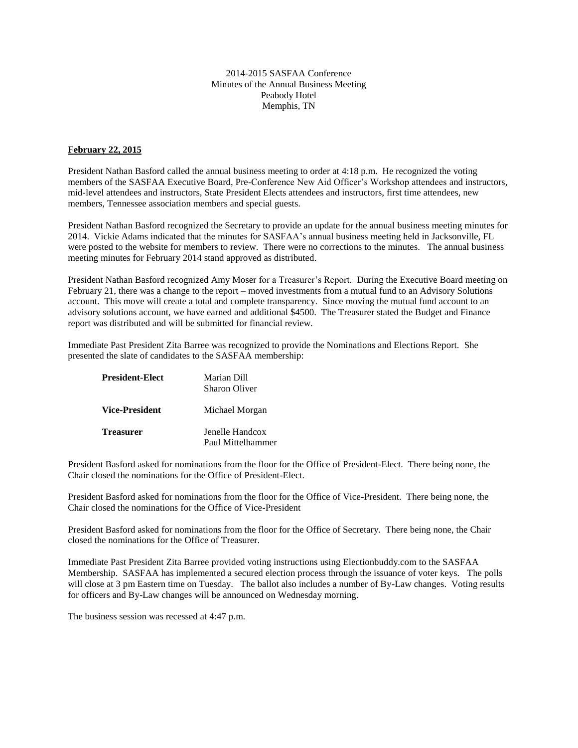2014-2015 SASFAA Conference
Minutes of the Annual Business Meeting
Peabody Hotel
Memphis, TN

**February 22, 2015**

President Nathan Basford called the annual business meeting to order at 4:18 p.m. He recognized the voting members of the SASFAA Executive Board, Pre-Conference New Aid Officer's Workshop attendees and instructors, mid-level attendees and instructors, State President Elects attendees and instructors, first time attendees, new members, Tennessee association members and special guests.

President Nathan Basford recognized the Secretary to provide an update for the annual business meeting minutes for 2014. Vickie Adams indicated that the minutes for SASFAA's annual business meeting held in Jacksonville, FL were posted to the website for members to review. There were no corrections to the minutes. The annual business meeting minutes for February 2014 stand approved as distributed.

President Nathan Basford recognized Amy Moser for a Treasurer's Report. During the Executive Board meeting on February 21, there was a change to the report – moved investments from a mutual fund to an Advisory Solutions account. This move will create a total and complete transparency. Since moving the mutual fund account to an advisory solutions account, we have earned and additional $4500. The Treasurer stated the Budget and Finance report was distributed and will be submitted for financial review.

Immediate Past President Zita Barree was recognized to provide the Nominations and Elections Report. She presented the slate of candidates to the SASFAA membership:

| | |
|---|---|
| **President-Elect** | Marian Dill<br>Sharon Oliver |
| **Vice-President** | Michael Morgan |
| **Treasurer** | Jenelle Handcox<br>Paul Mittelhammer |

President Basford asked for nominations from the floor for the Office of President-Elect. There being none, the Chair closed the nominations for the Office of President-Elect.

President Basford asked for nominations from the floor for the Office of Vice-President. There being none, the Chair closed the nominations for the Office of Vice-President

President Basford asked for nominations from the floor for the Office of Secretary. There being none, the Chair closed the nominations for the Office of Treasurer.

Immediate Past President Zita Barree provided voting instructions using Electionbuddy.com to the SASFAA Membership. SASFAA has implemented a secured election process through the issuance of voter keys. The polls will close at 3 pm Eastern time on Tuesday. The ballot also includes a number of By-Law changes. Voting results for officers and By-Law changes will be announced on Wednesday morning.

The business session was recessed at 4:47 p.m.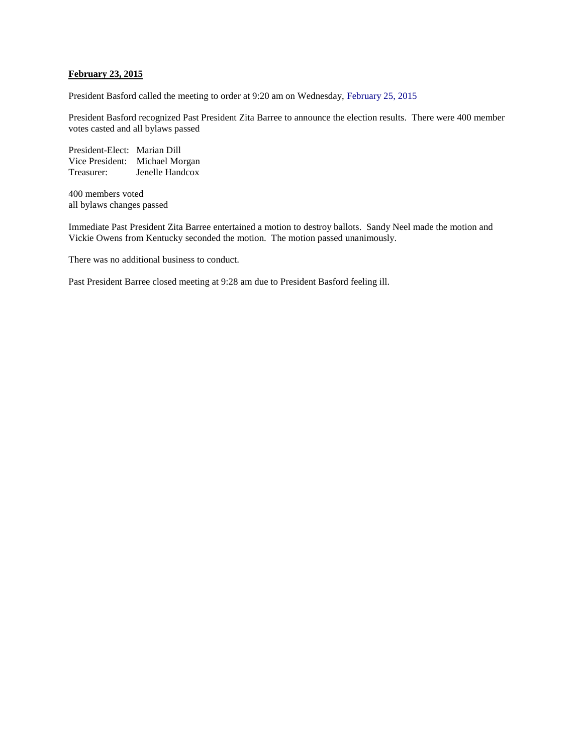**February 23, 2015**

President Basford called the meeting to order at 9:20 am on Wednesday, February 25, 2015

President Basford recognized Past President Zita Barree to announce the election results. There were 400 member votes casted and all bylaws passed

President-Elect: Marian Dill  
Vice President: Michael Morgan  
Treasurer: Jenelle Handcox

400 members voted  
all bylaws changes passed

Immediate Past President Zita Barree entertained a motion to destroy ballots. Sandy Neel made the motion and Vickie Owens from Kentucky seconded the motion. The motion passed unanimously.

There was no additional business to conduct.

Past President Barree closed meeting at 9:28 am due to President Basford feeling ill.